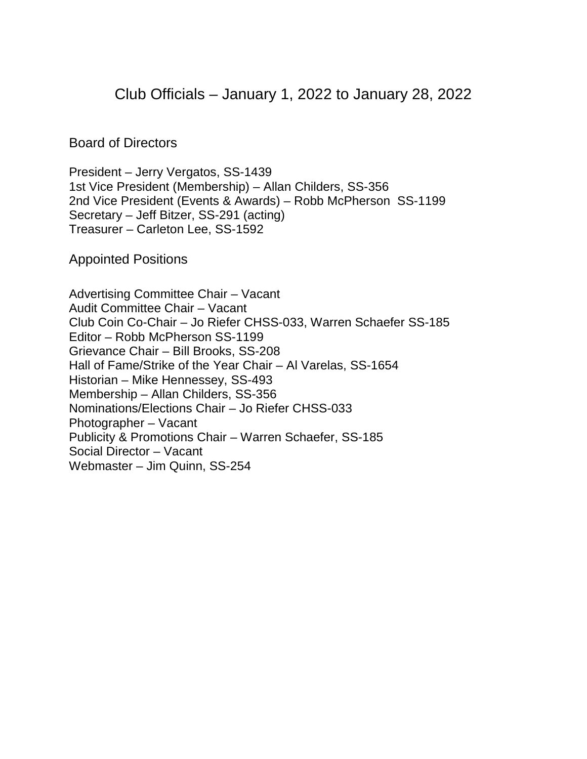# Club Officials – January 1, 2022 to January 28, 2022

## Board of Directors

President – Jerry Vergatos, SS-1439
1st Vice President (Membership) – Allan Childers, SS-356
2nd Vice President (Events & Awards) – Robb McPherson  SS-1199
Secretary – Jeff Bitzer, SS-291 (acting)
Treasurer – Carleton Lee, SS-1592

## Appointed Positions

Advertising Committee Chair – Vacant
Audit Committee Chair – Vacant
Club Coin Co-Chair – Jo Riefer CHSS-033, Warren Schaefer SS-185
Editor – Robb McPherson SS-1199
Grievance Chair – Bill Brooks, SS-208
Hall of Fame/Strike of the Year Chair – Al Varelas, SS-1654
Historian – Mike Hennessey, SS-493
Membership – Allan Childers, SS-356
Nominations/Elections Chair – Jo Riefer CHSS-033
Photographer – Vacant
Publicity & Promotions Chair – Warren Schaefer, SS-185
Social Director – Vacant
Webmaster – Jim Quinn, SS-254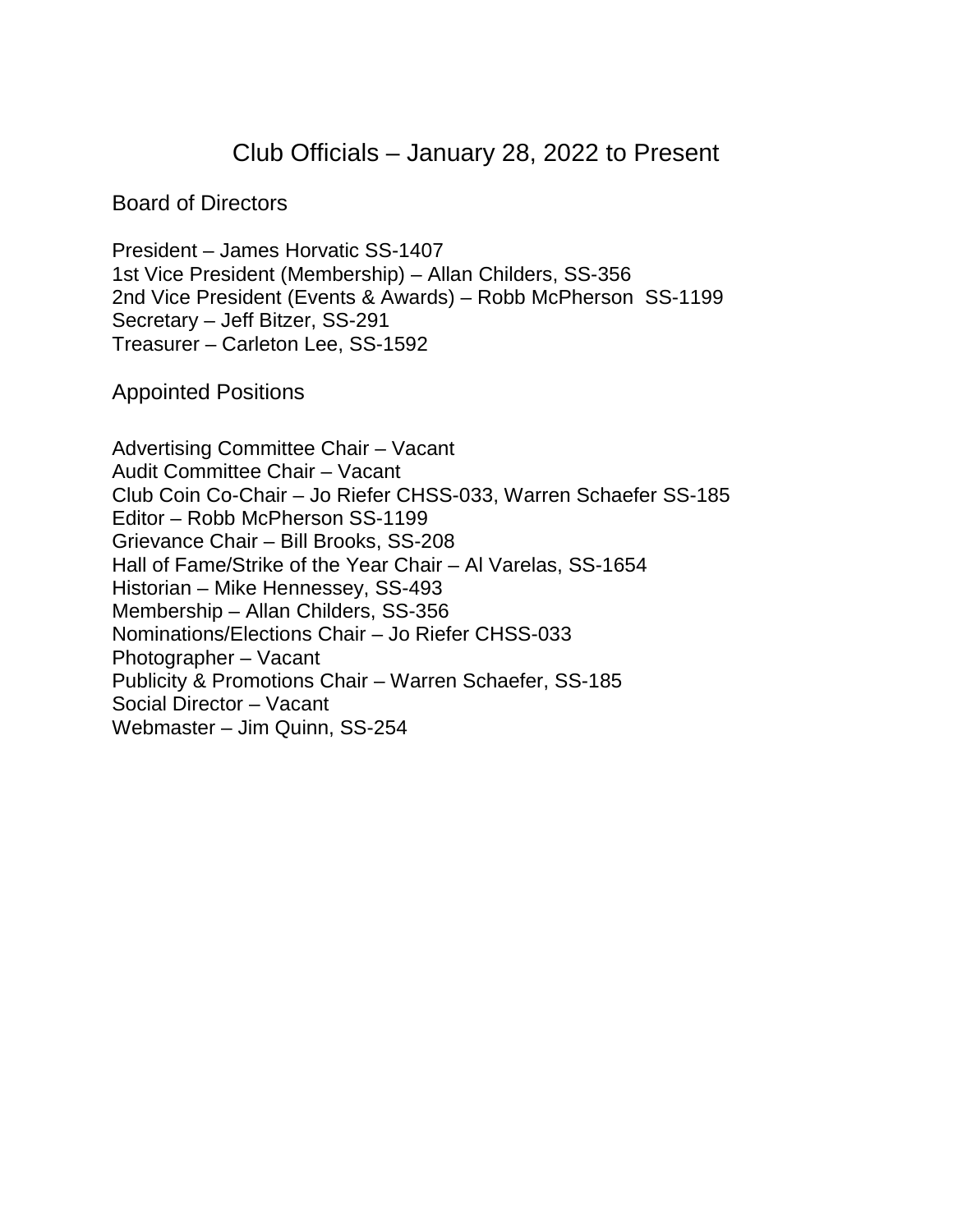# Club Officials – January 28, 2022 to Present

## Board of Directors

President – James Horvatic SS-1407
1st Vice President (Membership) – Allan Childers, SS-356
2nd Vice President (Events & Awards) – Robb McPherson SS-1199
Secretary – Jeff Bitzer, SS-291
Treasurer – Carleton Lee, SS-1592

## Appointed Positions

Advertising Committee Chair – Vacant
Audit Committee Chair – Vacant
Club Coin Co-Chair – Jo Riefer CHSS-033, Warren Schaefer SS-185
Editor – Robb McPherson SS-1199
Grievance Chair – Bill Brooks, SS-208
Hall of Fame/Strike of the Year Chair – Al Varelas, SS-1654
Historian – Mike Hennessey, SS-493
Membership – Allan Childers, SS-356
Nominations/Elections Chair – Jo Riefer CHSS-033
Photographer – Vacant
Publicity & Promotions Chair – Warren Schaefer, SS-185
Social Director – Vacant
Webmaster – Jim Quinn, SS-254